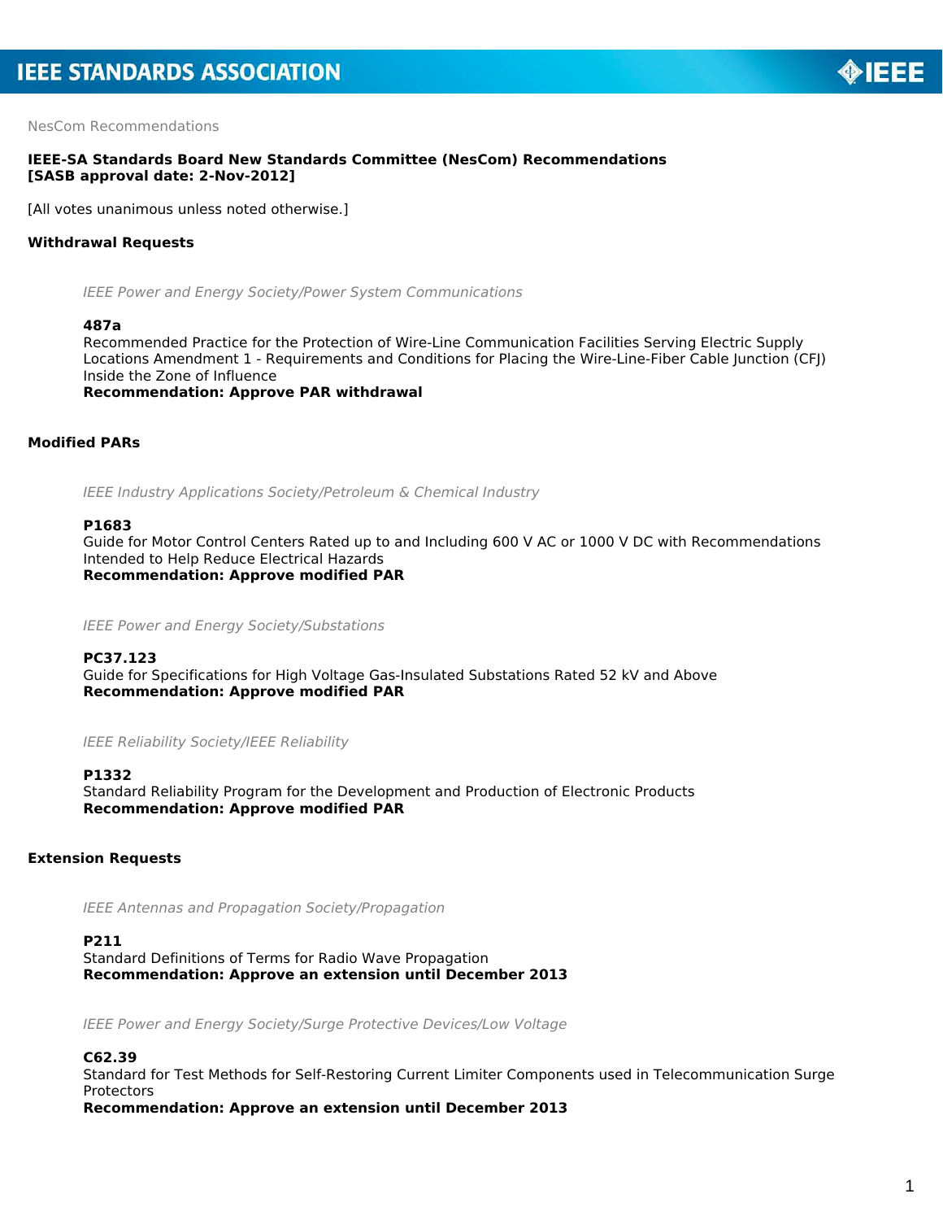NesCom Recommendations

**IEEE-SA Standards Board New Standards Committee (NesCom) Recommendations [SASB approval date: 2-Nov-2012]**

[All votes unanimous unless noted otherwise.]

## Withdrawal Requests

*IEEE Power and Energy Society/Power System Communications*

**487a**
Recommended Practice for the Protection of Wire-Line Communication Facilities Serving Electric Supply Locations Amendment 1 - Requirements and Conditions for Placing the Wire-Line-Fiber Cable Junction (CFJ) Inside the Zone of Influence
**Recommendation: Approve PAR withdrawal**

## Modified PARs

*IEEE Industry Applications Society/Petroleum & Chemical Industry*

**P1683**
Guide for Motor Control Centers Rated up to and Including 600 V AC or 1000 V DC with Recommendations Intended to Help Reduce Electrical Hazards
**Recommendation: Approve modified PAR**

*IEEE Power and Energy Society/Substations*

**PC37.123**
Guide for Specifications for High Voltage Gas-Insulated Substations Rated 52 kV and Above
**Recommendation: Approve modified PAR**

*IEEE Reliability Society/IEEE Reliability*

**P1332**
Standard Reliability Program for the Development and Production of Electronic Products
**Recommendation: Approve modified PAR**

## Extension Requests

*IEEE Antennas and Propagation Society/Propagation*

**P211**
Standard Definitions of Terms for Radio Wave Propagation
**Recommendation: Approve an extension until December 2013**

*IEEE Power and Energy Society/Surge Protective Devices/Low Voltage*

**C62.39**
Standard for Test Methods for Self-Restoring Current Limiter Components used in Telecommunication Surge Protectors
**Recommendation: Approve an extension until December 2013**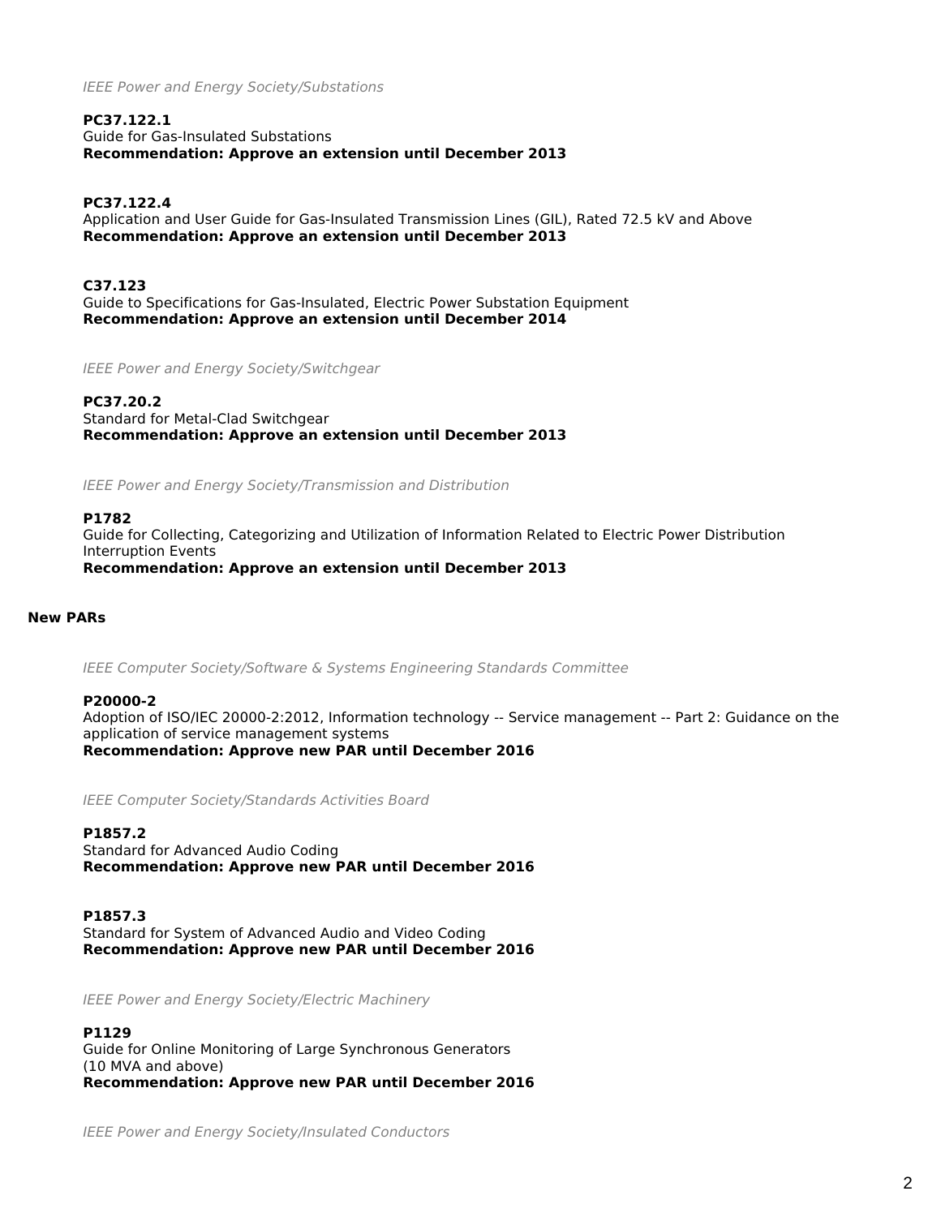*IEEE Power and Energy Society/Substations*

**PC37.122.1**
Guide for Gas-Insulated Substations
**Recommendation: Approve an extension until December 2013**

**PC37.122.4**
Application and User Guide for Gas-Insulated Transmission Lines (GIL), Rated 72.5 kV and Above
**Recommendation: Approve an extension until December 2013**

**C37.123**
Guide to Specifications for Gas-Insulated, Electric Power Substation Equipment
**Recommendation: Approve an extension until December 2014**

*IEEE Power and Energy Society/Switchgear*

**PC37.20.2**
Standard for Metal-Clad Switchgear
**Recommendation: Approve an extension until December 2013**

*IEEE Power and Energy Society/Transmission and Distribution*

**P1782**
Guide for Collecting, Categorizing and Utilization of Information Related to Electric Power Distribution Interruption Events
**Recommendation: Approve an extension until December 2013**

## New PARs

*IEEE Computer Society/Software & Systems Engineering Standards Committee*

**P20000-2**
Adoption of ISO/IEC 20000-2:2012, Information technology -- Service management -- Part 2: Guidance on the application of service management systems
**Recommendation: Approve new PAR until December 2016**

*IEEE Computer Society/Standards Activities Board*

**P1857.2**
Standard for Advanced Audio Coding
**Recommendation: Approve new PAR until December 2016**

**P1857.3**
Standard for System of Advanced Audio and Video Coding
**Recommendation: Approve new PAR until December 2016**

*IEEE Power and Energy Society/Electric Machinery*

**P1129**
Guide for Online Monitoring of Large Synchronous Generators
(10 MVA and above)
**Recommendation: Approve new PAR until December 2016**

*IEEE Power and Energy Society/Insulated Conductors*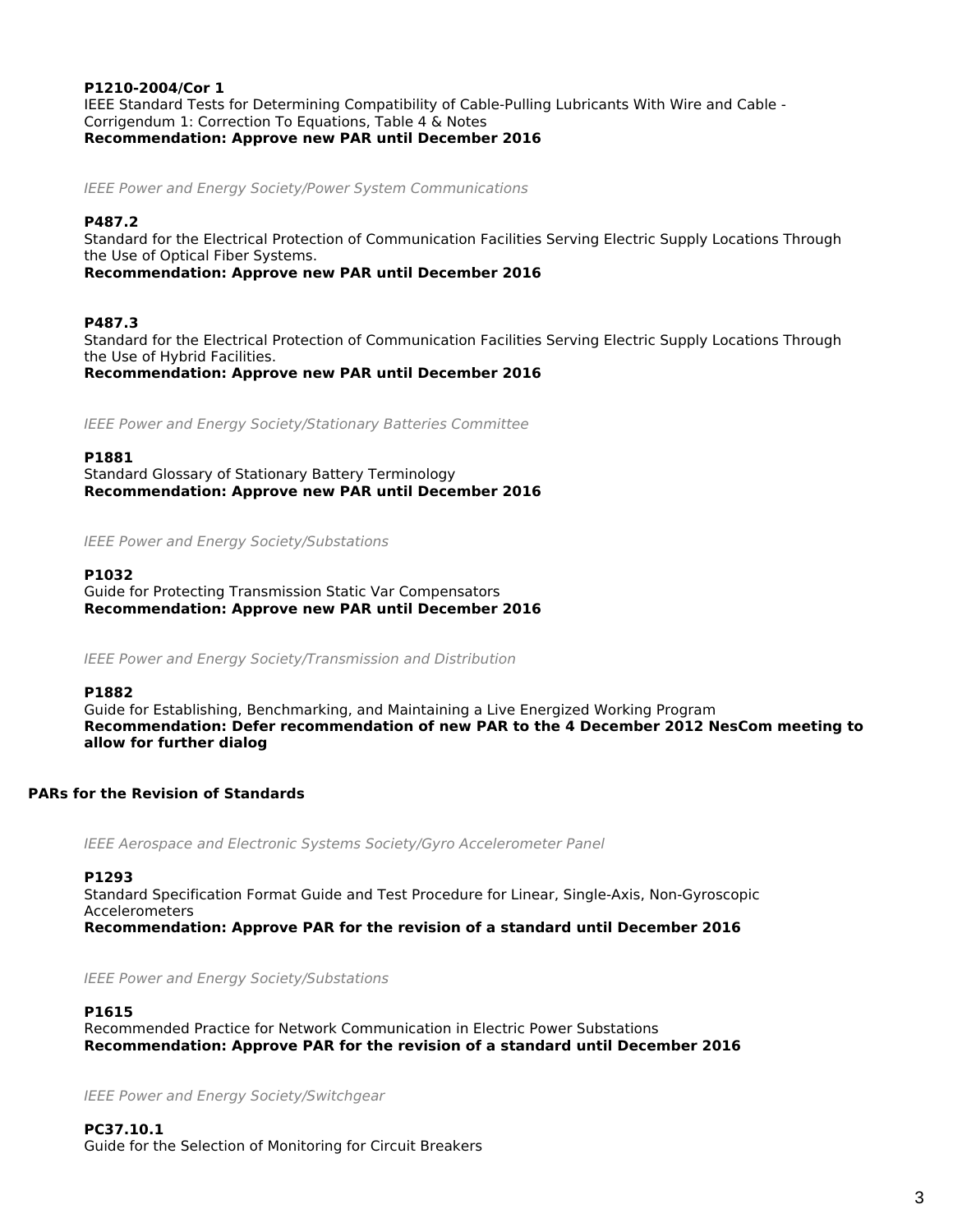**P1210-2004/Cor 1**
IEEE Standard Tests for Determining Compatibility of Cable-Pulling Lubricants With Wire and Cable - Corrigendum 1: Correction To Equations, Table 4 & Notes
**Recommendation: Approve new PAR until December 2016**

*IEEE Power and Energy Society/Power System Communications*

**P487.2**
Standard for the Electrical Protection of Communication Facilities Serving Electric Supply Locations Through the Use of Optical Fiber Systems.
**Recommendation: Approve new PAR until December 2016**

**P487.3**
Standard for the Electrical Protection of Communication Facilities Serving Electric Supply Locations Through the Use of Hybrid Facilities.
**Recommendation: Approve new PAR until December 2016**

*IEEE Power and Energy Society/Stationary Batteries Committee*

**P1881**
Standard Glossary of Stationary Battery Terminology
**Recommendation: Approve new PAR until December 2016**

*IEEE Power and Energy Society/Substations*

**P1032**
Guide for Protecting Transmission Static Var Compensators
**Recommendation: Approve new PAR until December 2016**

*IEEE Power and Energy Society/Transmission and Distribution*

**P1882**
Guide for Establishing, Benchmarking, and Maintaining a Live Energized Working Program
**Recommendation: Defer recommendation of new PAR to the 4 December 2012 NesCom meeting to allow for further dialog**

## PARs for the Revision of Standards

*IEEE Aerospace and Electronic Systems Society/Gyro Accelerometer Panel*

**P1293**
Standard Specification Format Guide and Test Procedure for Linear, Single-Axis, Non-Gyroscopic Accelerometers
**Recommendation: Approve PAR for the revision of a standard until December 2016**

*IEEE Power and Energy Society/Substations*

**P1615**
Recommended Practice for Network Communication in Electric Power Substations
**Recommendation: Approve PAR for the revision of a standard until December 2016**

*IEEE Power and Energy Society/Switchgear*

**PC37.10.1**
Guide for the Selection of Monitoring for Circuit Breakers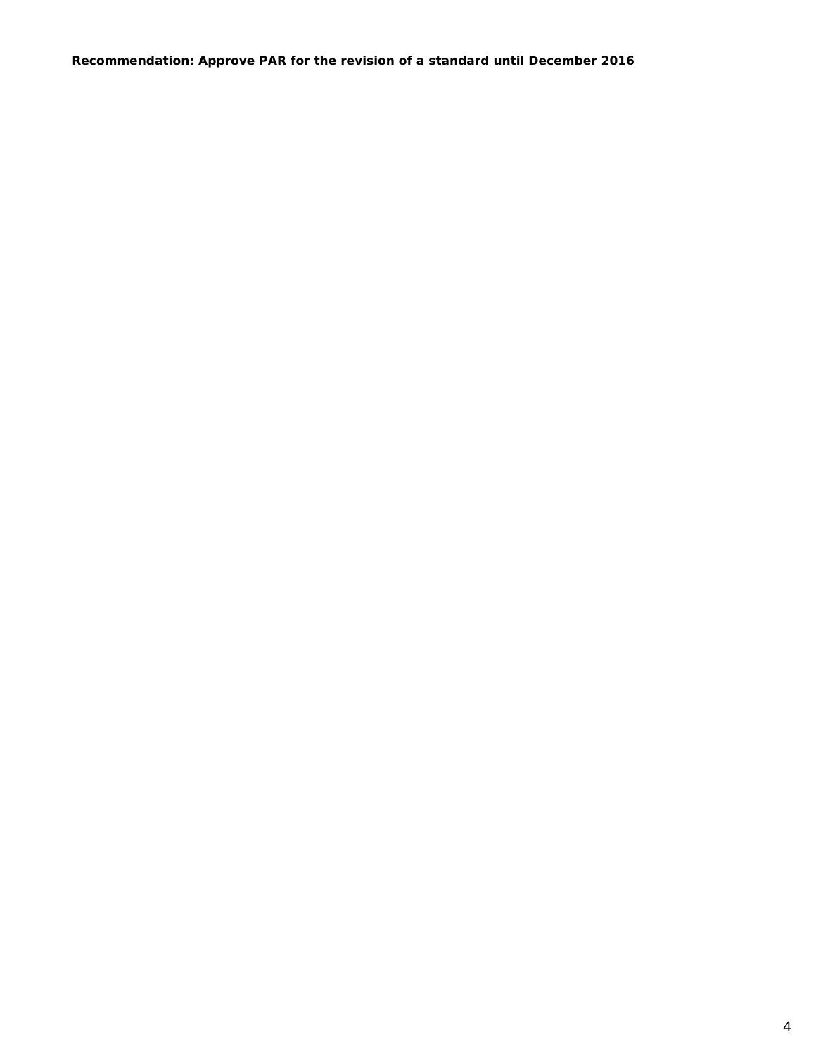**Recommendation: Approve PAR for the revision of a standard until December 2016**